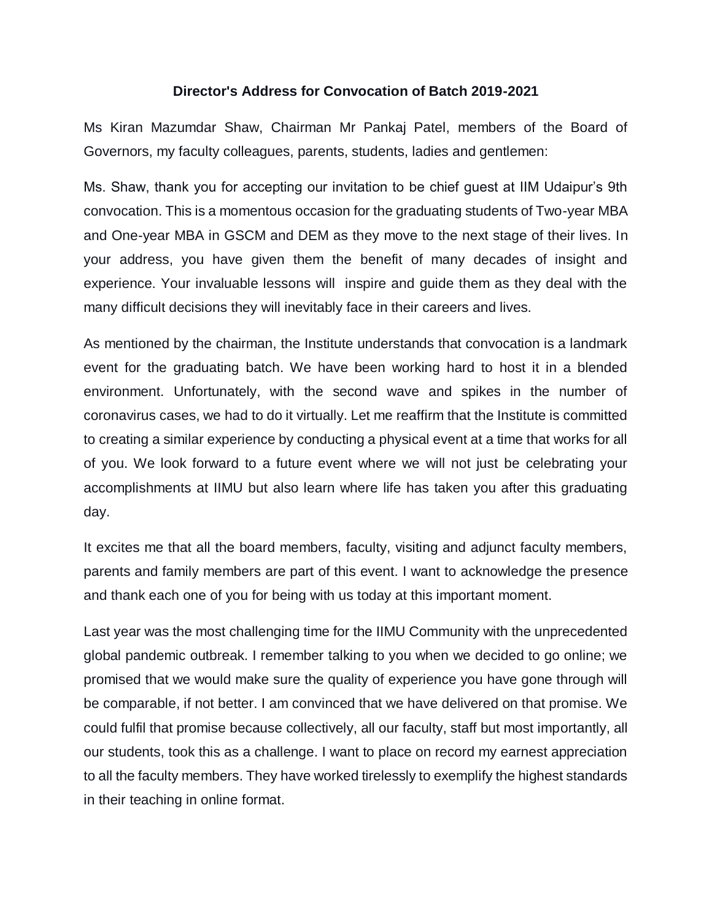**Director's Address for Convocation of Batch 2019-2021**

Ms Kiran Mazumdar Shaw, Chairman Mr Pankaj Patel, members of the Board of Governors, my faculty colleagues, parents, students, ladies and gentlemen:

Ms. Shaw, thank you for accepting our invitation to be chief guest at IIM Udaipur's 9th convocation. This is a momentous occasion for the graduating students of Two-year MBA and One-year MBA in GSCM and DEM as they move to the next stage of their lives. In your address, you have given them the benefit of many decades of insight and experience. Your invaluable lessons will inspire and guide them as they deal with the many difficult decisions they will inevitably face in their careers and lives.

As mentioned by the chairman, the Institute understands that convocation is a landmark event for the graduating batch. We have been working hard to host it in a blended environment. Unfortunately, with the second wave and spikes in the number of coronavirus cases, we had to do it virtually. Let me reaffirm that the Institute is committed to creating a similar experience by conducting a physical event at a time that works for all of you. We look forward to a future event where we will not just be celebrating your accomplishments at IIMU but also learn where life has taken you after this graduating day.

It excites me that all the board members, faculty, visiting and adjunct faculty members, parents and family members are part of this event. I want to acknowledge the presence and thank each one of you for being with us today at this important moment.

Last year was the most challenging time for the IIMU Community with the unprecedented global pandemic outbreak. I remember talking to you when we decided to go online; we promised that we would make sure the quality of experience you have gone through will be comparable, if not better. I am convinced that we have delivered on that promise. We could fulfil that promise because collectively, all our faculty, staff but most importantly, all our students, took this as a challenge. I want to place on record my earnest appreciation to all the faculty members. They have worked tirelessly to exemplify the highest standards in their teaching in online format.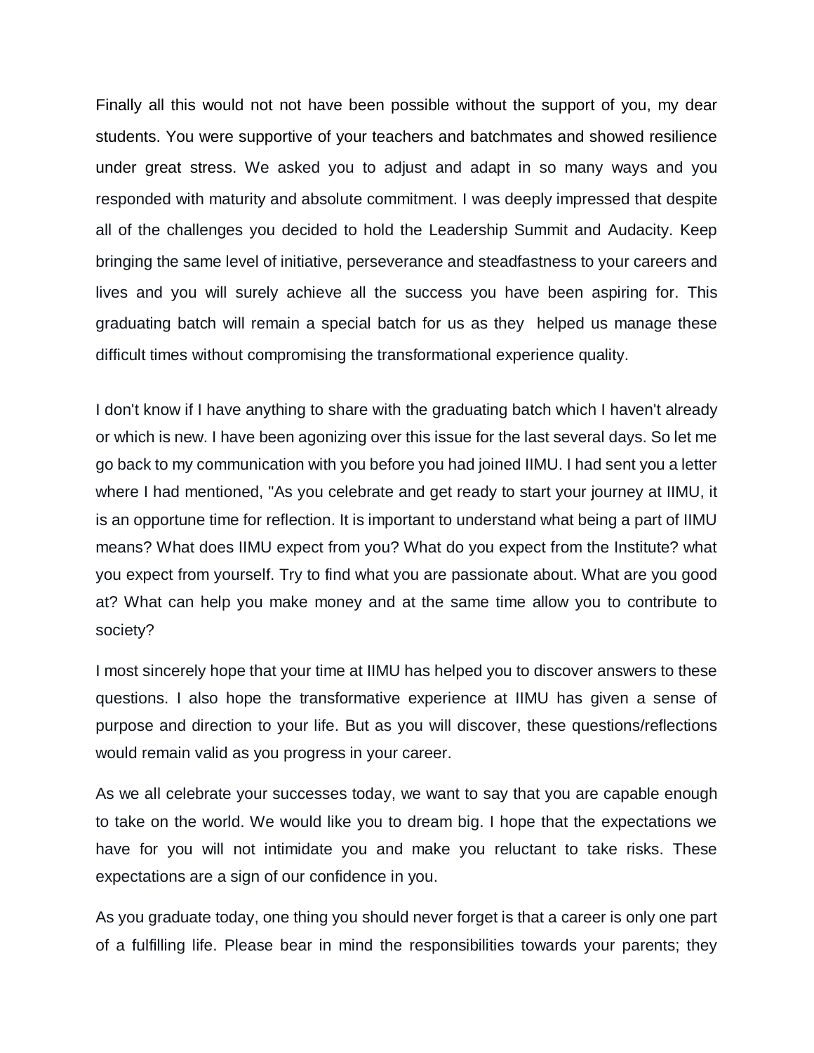Finally all this would not not have been possible without the support of you, my dear students. You were supportive of your teachers and batchmates and showed resilience under great stress. We asked you to adjust and adapt in so many ways and you responded with maturity and absolute commitment. I was deeply impressed that despite all of the challenges you decided to hold the Leadership Summit and Audacity. Keep bringing the same level of initiative, perseverance and steadfastness to your careers and lives and you will surely achieve all the success you have been aspiring for. This graduating batch will remain a special batch for us as they helped us manage these difficult times without compromising the transformational experience quality.

I don't know if I have anything to share with the graduating batch which I haven't already or which is new. I have been agonizing over this issue for the last several days. So let me go back to my communication with you before you had joined IIMU. I had sent you a letter where I had mentioned, "As you celebrate and get ready to start your journey at IIMU, it is an opportune time for reflection. It is important to understand what being a part of IIMU means? What does IIMU expect from you? What do you expect from the Institute? what you expect from yourself. Try to find what you are passionate about. What are you good at? What can help you make money and at the same time allow you to contribute to society?

I most sincerely hope that your time at IIMU has helped you to discover answers to these questions. I also hope the transformative experience at IIMU has given a sense of purpose and direction to your life. But as you will discover, these questions/reflections would remain valid as you progress in your career.

As we all celebrate your successes today, we want to say that you are capable enough to take on the world. We would like you to dream big. I hope that the expectations we have for you will not intimidate you and make you reluctant to take risks. These expectations are a sign of our confidence in you.

As you graduate today, one thing you should never forget is that a career is only one part of a fulfilling life. Please bear in mind the responsibilities towards your parents; they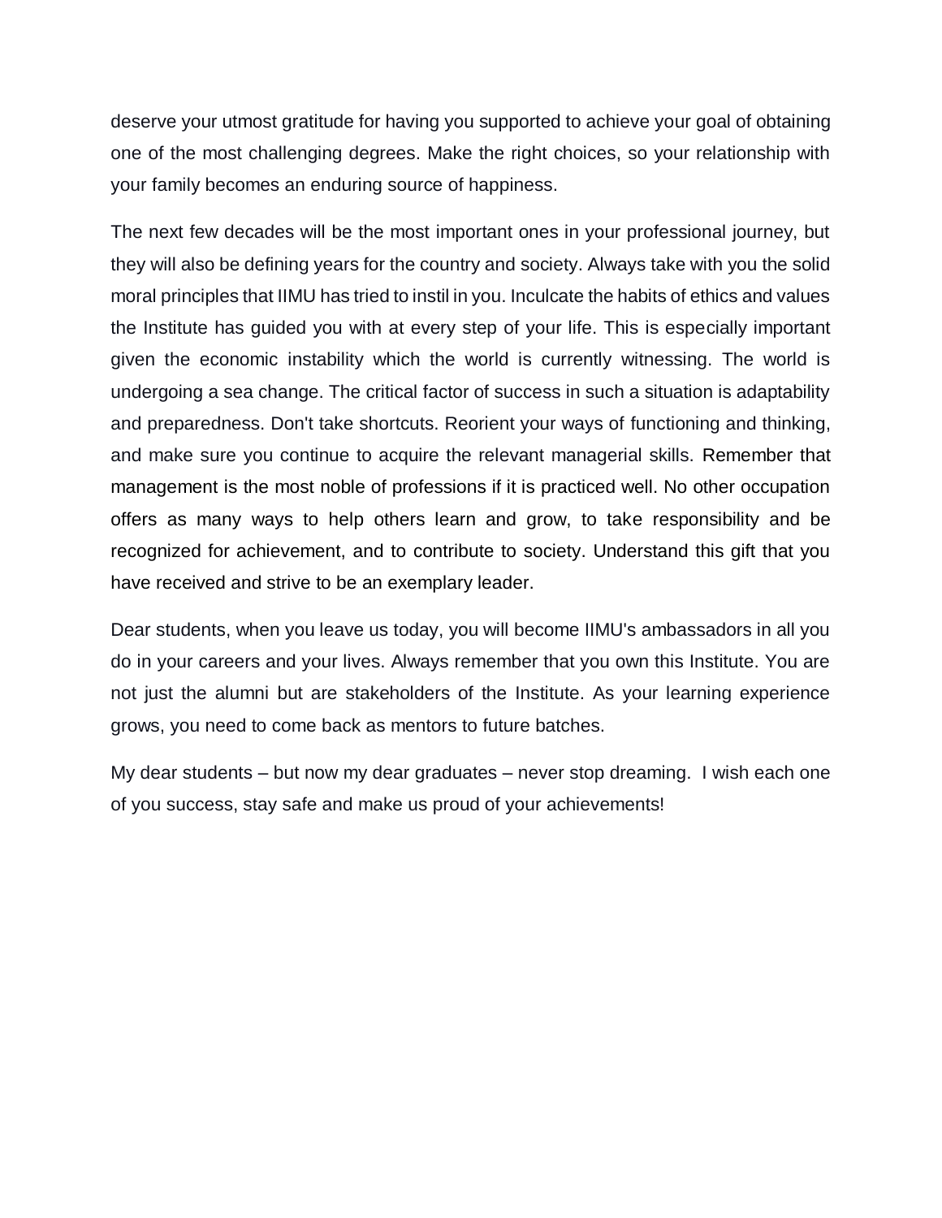deserve your utmost gratitude for having you supported to achieve your goal of obtaining one of the most challenging degrees. Make the right choices, so your relationship with your family becomes an enduring source of happiness.

The next few decades will be the most important ones in your professional journey, but they will also be defining years for the country and society. Always take with you the solid moral principles that IIMU has tried to instil in you. Inculcate the habits of ethics and values the Institute has guided you with at every step of your life. This is especially important given the economic instability which the world is currently witnessing. The world is undergoing a sea change. The critical factor of success in such a situation is adaptability and preparedness. Don't take shortcuts. Reorient your ways of functioning and thinking, and make sure you continue to acquire the relevant managerial skills. Remember that management is the most noble of professions if it is practiced well. No other occupation offers as many ways to help others learn and grow, to take responsibility and be recognized for achievement, and to contribute to society. Understand this gift that you have received and strive to be an exemplary leader.

Dear students, when you leave us today, you will become IIMU's ambassadors in all you do in your careers and your lives. Always remember that you own this Institute. You are not just the alumni but are stakeholders of the Institute. As your learning experience grows, you need to come back as mentors to future batches.

My dear students – but now my dear graduates – never stop dreaming. I wish each one of you success, stay safe and make us proud of your achievements!